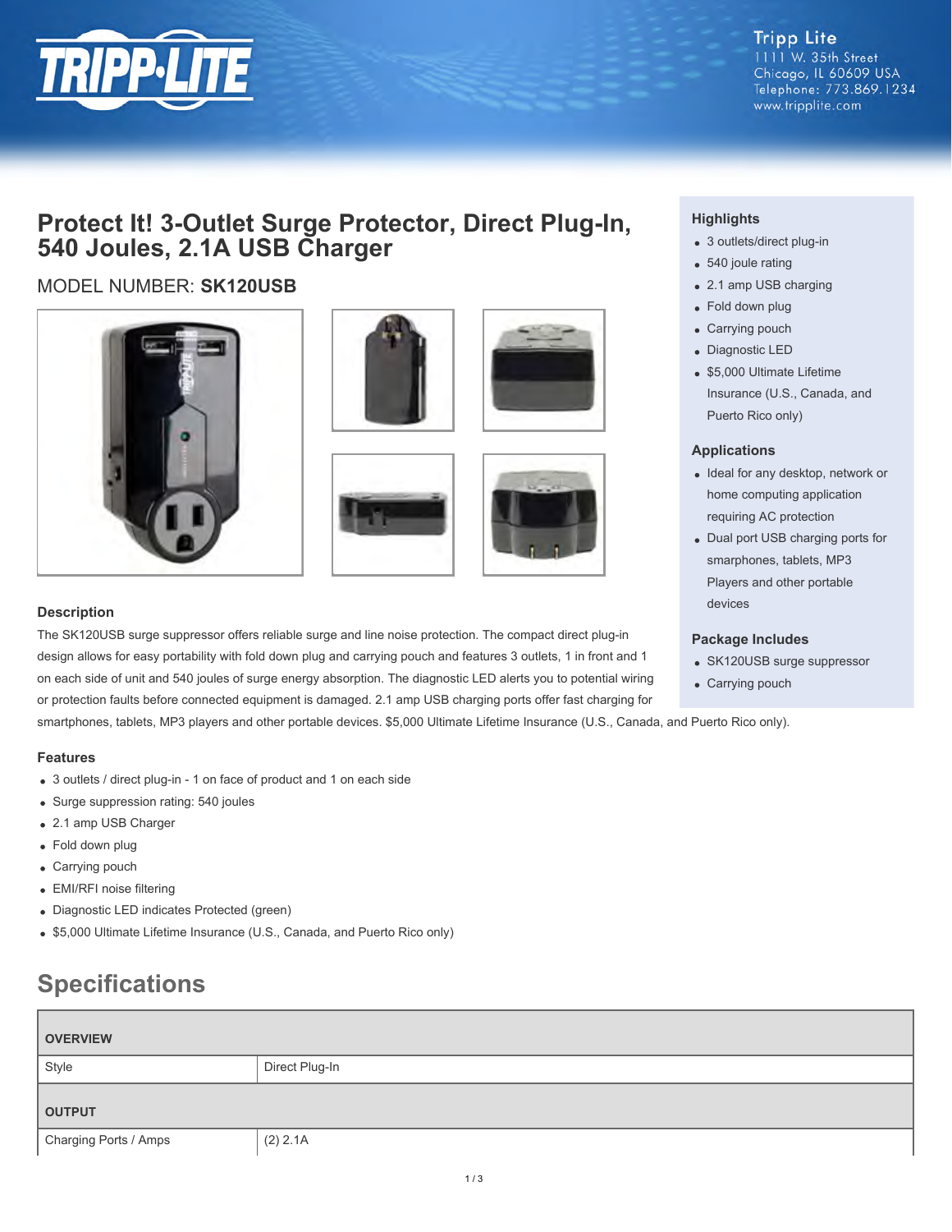Tripp Lite
1111 W. 35th Street
Chicago, IL 60609 USA
Telephone: 773.869.1234
www.tripplite.com

# Protect It! 3-Outlet Surge Protector, Direct Plug-In, 540 Joules, 2.1A USB Charger

MODEL NUMBER: **SK120USB**

### Highlights

- 3 outlets/direct plug-in
- 540 joule rating
- 2.1 amp USB charging
- Fold down plug
- Carrying pouch
- Diagnostic LED
- $5,000 Ultimate Lifetime Insurance (U.S., Canada, and Puerto Rico only)

### Applications

- Ideal for any desktop, network or home computing application requiring AC protection
- Dual port USB charging ports for smarphones, tablets, MP3 Players and other portable devices

### Package Includes

- SK120USB surge suppressor
- Carrying pouch

### Description

The SK120USB surge suppressor offers reliable surge and line noise protection. The compact direct plug-in design allows for easy portability with fold down plug and carrying pouch and features 3 outlets, 1 in front and 1 on each side of unit and 540 joules of surge energy absorption. The diagnostic LED alerts you to potential wiring or protection faults before connected equipment is damaged. 2.1 amp USB charging ports offer fast charging for smartphones, tablets, MP3 players and other portable devices. $5,000 Ultimate Lifetime Insurance (U.S., Canada, and Puerto Rico only).

### Features

- 3 outlets / direct plug-in - 1 on face of product and 1 on each side
- Surge suppression rating: 540 joules
- 2.1 amp USB Charger
- Fold down plug
- Carrying pouch
- EMI/RFI noise filtering
- Diagnostic LED indicates Protected (green)
- $5,000 Ultimate Lifetime Insurance (U.S., Canada, and Puerto Rico only)

## Specifications

| OVERVIEW | |
|---|---|
| Style | Direct Plug-In |
| **OUTPUT** | |
| Charging Ports / Amps | (2) 2.1A |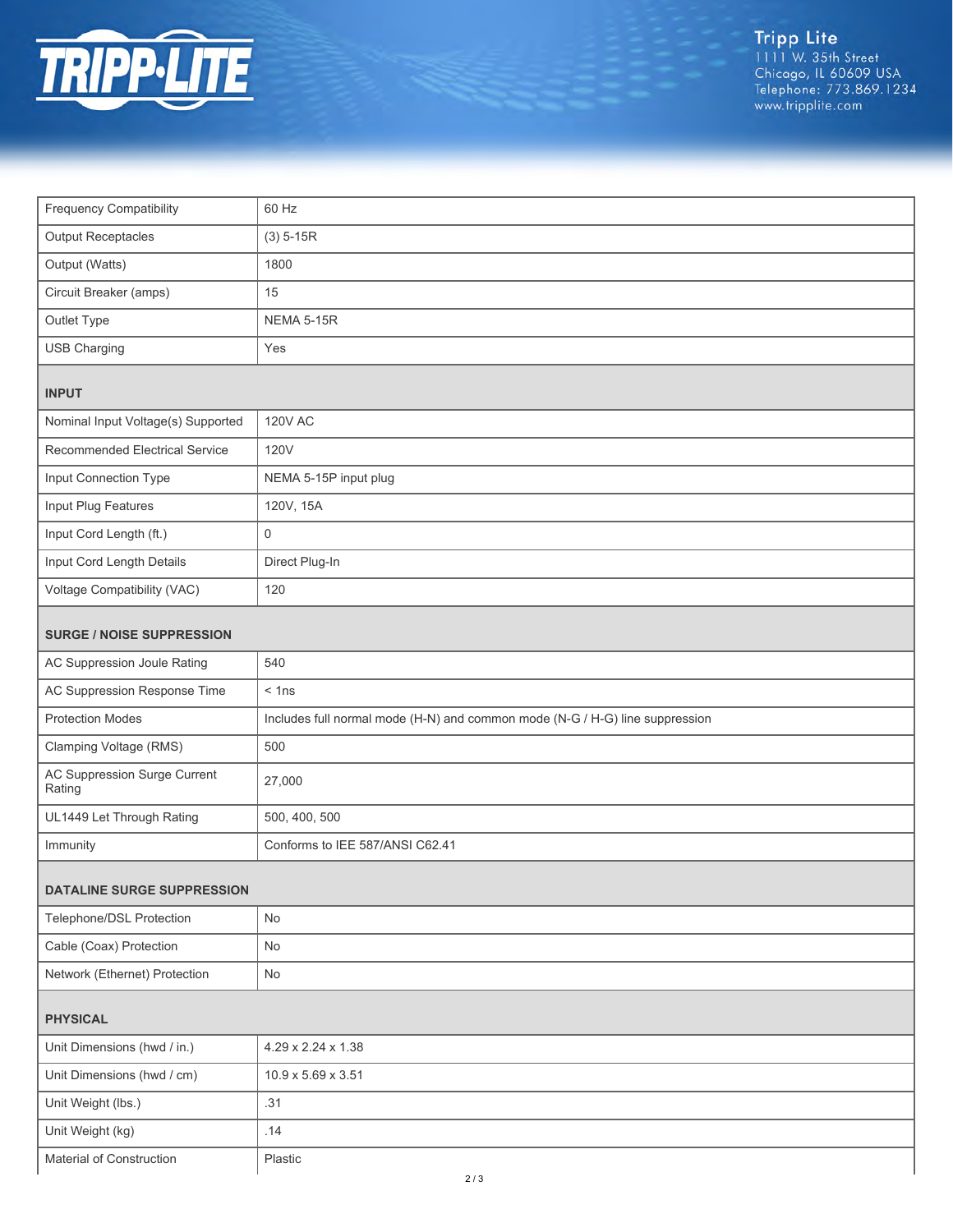| | |
|---|---|
| Frequency Compatibility | 60 Hz |
| Output Receptacles | (3) 5-15R |
| Output (Watts) | 1800 |
| Circuit Breaker (amps) | 15 |
| Outlet Type | NEMA 5-15R |
| USB Charging | Yes |
| **INPUT** | |
| Nominal Input Voltage(s) Supported | 120V AC |
| Recommended Electrical Service | 120V |
| Input Connection Type | NEMA 5-15P input plug |
| Input Plug Features | 120V, 15A |
| Input Cord Length (ft.) | 0 |
| Input Cord Length Details | Direct Plug-In |
| Voltage Compatibility (VAC) | 120 |
| **SURGE / NOISE SUPPRESSION** | |
| AC Suppression Joule Rating | 540 |
| AC Suppression Response Time | < 1ns |
| Protection Modes | Includes full normal mode (H-N) and common mode (N-G / H-G) line suppression |
| Clamping Voltage (RMS) | 500 |
| AC Suppression Surge Current Rating | 27,000 |
| UL1449 Let Through Rating | 500, 400, 500 |
| Immunity | Conforms to IEE 587/ANSI C62.41 |
| **DATALINE SURGE SUPPRESSION** | |
| Telephone/DSL Protection | No |
| Cable (Coax) Protection | No |
| Network (Ethernet) Protection | No |
| **PHYSICAL** | |
| Unit Dimensions (hwd / in.) | 4.29 x 2.24 x 1.38 |
| Unit Dimensions (hwd / cm) | 10.9 x 5.69 x 3.51 |
| Unit Weight (lbs.) | .31 |
| Unit Weight (kg) | .14 |
| Material of Construction | Plastic |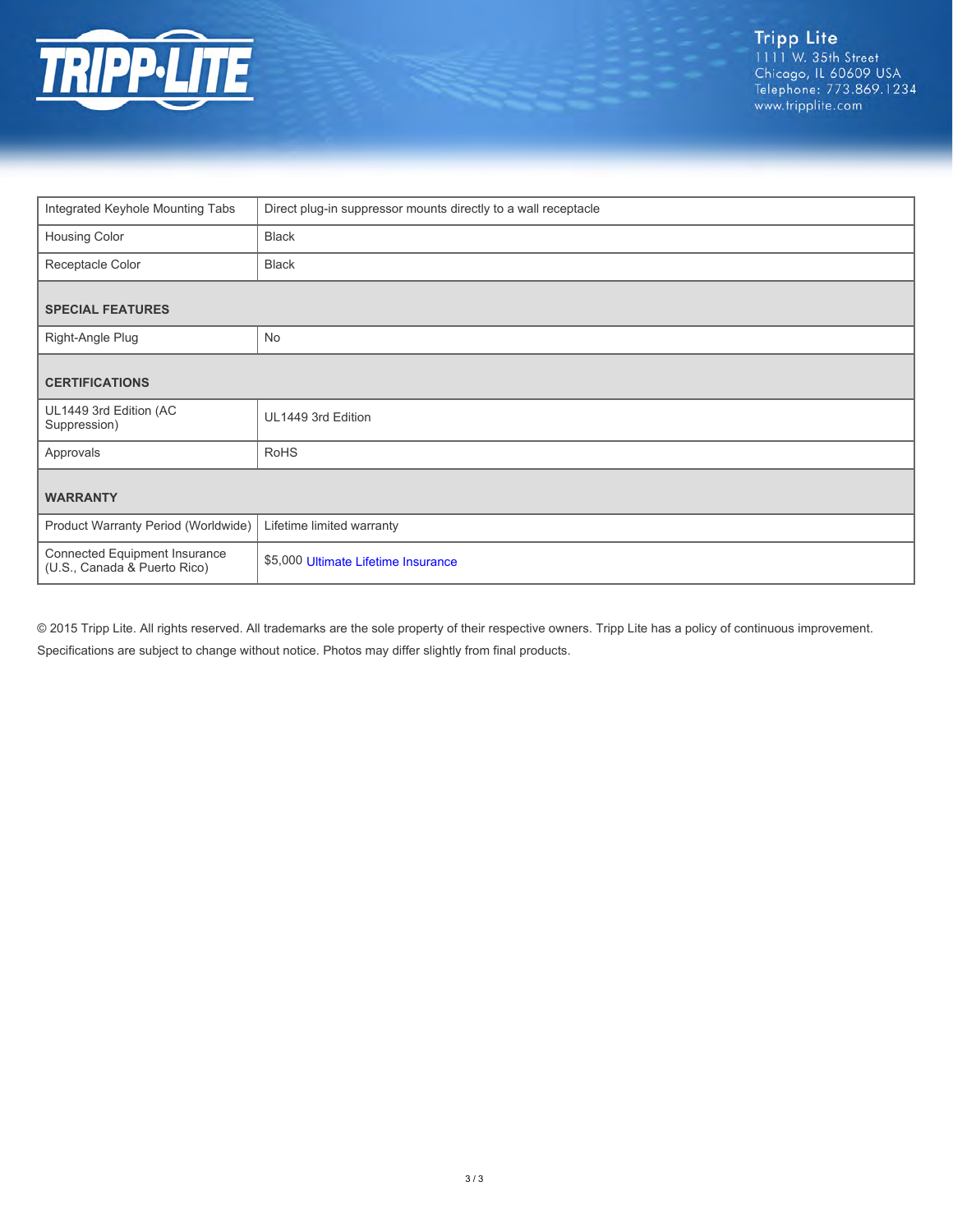| | |
|---|---|
| Integrated Keyhole Mounting Tabs | Direct plug-in suppressor mounts directly to a wall receptacle |
| Housing Color | Black |
| Receptacle Color | Black |
| **SPECIAL FEATURES** | |
| Right-Angle Plug | No |
| **CERTIFICATIONS** | |
| UL1449 3rd Edition (AC Suppression) | UL1449 3rd Edition |
| Approvals | RoHS |
| **WARRANTY** | |
| Product Warranty Period (Worldwide) | Lifetime limited warranty |
| Connected Equipment Insurance (U.S., Canada & Puerto Rico) | $5,000 Ultimate Lifetime Insurance |

© 2015 Tripp Lite. All rights reserved. All trademarks are the sole property of their respective owners. Tripp Lite has a policy of continuous improvement. Specifications are subject to change without notice. Photos may differ slightly from final products.